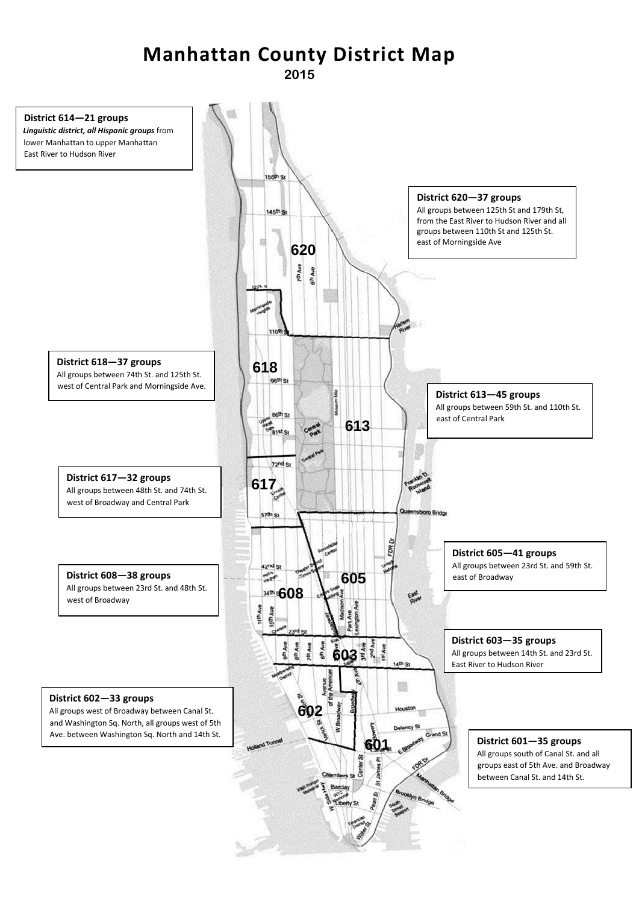# Manhattan County District Map

**2015**

**District 614—21 groups**
***Linguistic district, all Hispanic groups*** from lower Manhattan to upper Manhattan East River to Hudson River

**District 620—37 groups**
All groups between 125th St and 179th St, from the East River to Hudson River and all groups between 110th St and 125th St. east of Morningside Ave

**District 618—37 groups**
All groups between 74th St. and 125th St. west of Central Park and Morningside Ave.

**District 613—45 groups**
All groups between 59th St. and 110th St. east of Central Park

**District 617—32 groups**
All groups between 48th St. and 74th St. west of Broadway and Central Park

**District 605—41 groups**
All groups between 23rd St. and 59th St. east of Broadway

**District 608—38 groups**
All groups between 23rd St. and 48th St. west of Broadway

**District 603—35 groups**
All groups between 14th St. and 23rd St. East River to Hudson River

**District 602—33 groups**
All groups west of Broadway between Canal St. and Washington Sq. North, all groups west of 5th Ave. between Washington Sq. North and 14th St.

**District 601—35 groups**
All groups south of Canal St. and all groups east of 5th Ave. and Broadway between Canal St. and 14th St.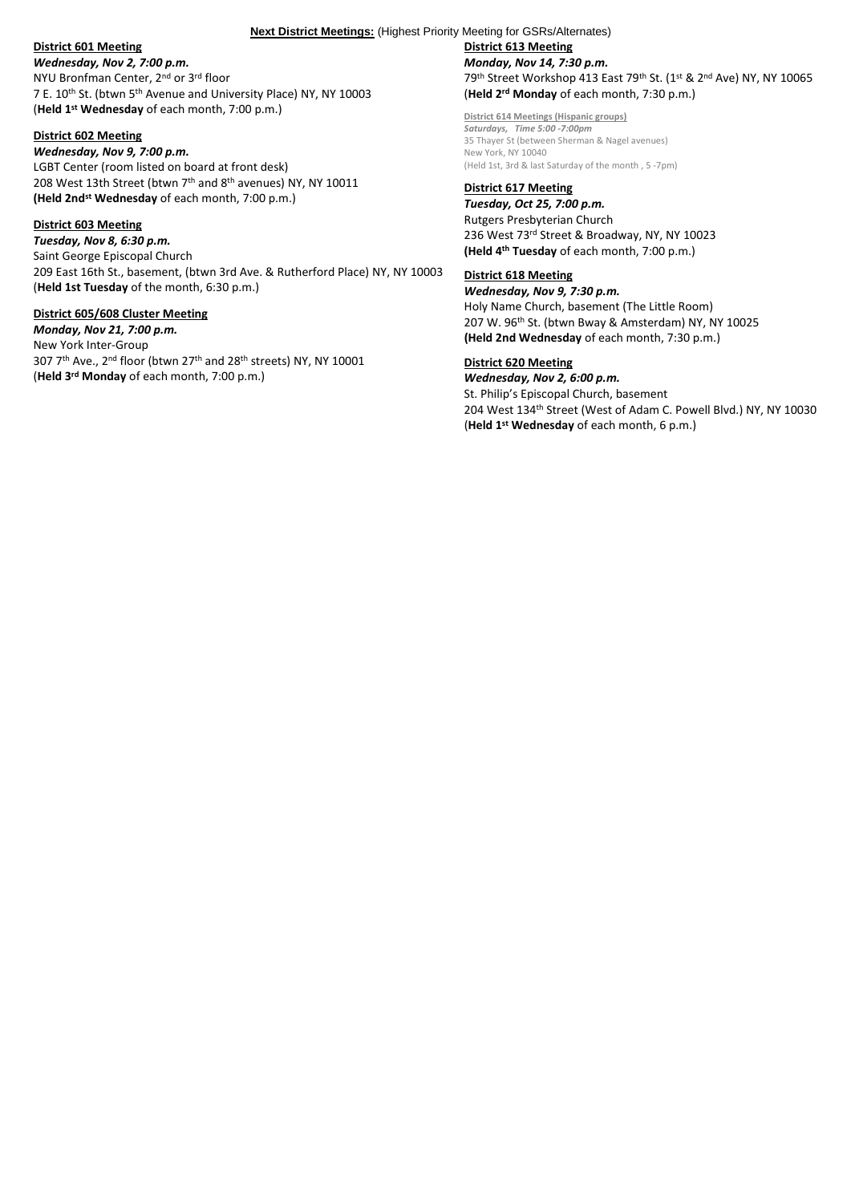**Next District Meetings:** (Highest Priority Meeting for GSRs/Alternates)

**District 601 Meeting**

***Wednesday, Nov 2, 7:00 p.m.***

NYU Bronfman Center, 2nd or 3rd floor

7 E. 10th St. (btwn 5th Avenue and University Place) NY, NY 10003

(**Held 1st Wednesday** of each month, 7:00 p.m.)

**District 602 Meeting**

***Wednesday, Nov 9, 7:00 p.m.***

LGBT Center (room listed on board at front desk)

208 West 13th Street (btwn 7th and 8th avenues) NY, NY 10011

**(Held 2ndst Wednesday** of each month, 7:00 p.m.)

**District 603 Meeting**

***Tuesday, Nov 8, 6:30 p.m.***

Saint George Episcopal Church

209 East 16th St., basement, (btwn 3rd Ave. & Rutherford Place) NY, NY 10003

(**Held 1st Tuesday** of the month, 6:30 p.m.)

**District 605/608 Cluster Meeting**

***Monday, Nov 21, 7:00 p.m.***

New York Inter-Group

307 7th Ave., 2nd floor (btwn 27th and 28th streets) NY, NY 10001

(**Held 3rd Monday** of each month, 7:00 p.m.)

**District 613 Meeting**

***Monday, Nov 14, 7:30 p.m.***

79th Street Workshop 413 East 79th St. (1st & 2nd Ave) NY, NY 10065

(**Held 2rd Monday** of each month, 7:30 p.m.)

**District 614 Meetings (Hispanic groups)**

***Saturdays, Time 5:00 -7:00pm***

35 Thayer St (between Sherman & Nagel avenues)

New York, NY 10040

(Held 1st, 3rd & last Saturday of the month , 5 -7pm)

**District 617 Meeting**

***Tuesday, Oct 25, 7:00 p.m.***

Rutgers Presbyterian Church

236 West 73rd Street & Broadway, NY, NY 10023

**(Held 4th Tuesday** of each month, 7:00 p.m.)

**District 618 Meeting**

***Wednesday, Nov 9, 7:30 p.m.***

Holy Name Church, basement (The Little Room)

207 W. 96th St. (btwn Bway & Amsterdam) NY, NY 10025

**(Held 2nd Wednesday** of each month, 7:30 p.m.)

**District 620 Meeting**

***Wednesday, Nov 2, 6:00 p.m.***

St. Philip's Episcopal Church, basement

204 West 134th Street (West of Adam C. Powell Blvd.) NY, NY 10030

(**Held 1st Wednesday** of each month, 6 p.m.)